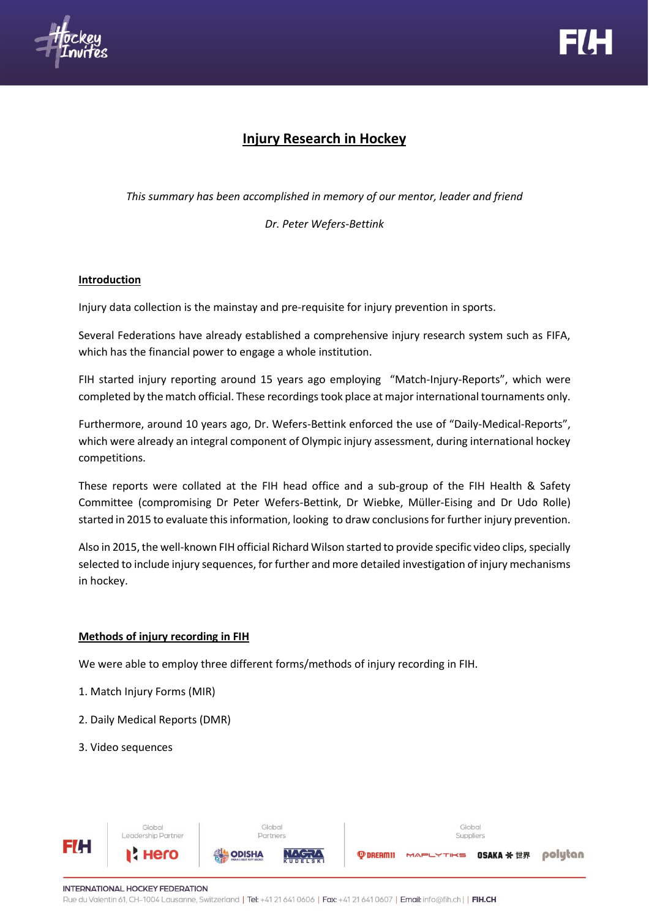# Injury Research in Hockey

*This summary has been accomplished in memory of our mentor, leader and friend*

*Dr. Peter Wefers-Bettink*

## Introduction

Injury data collection is the mainstay and pre-requisite for injury prevention in sports.

Several Federations have already established a comprehensive injury research system such as FIFA, which has the financial power to engage a whole institution.

FIH started injury reporting around 15 years ago employing "Match-Injury-Reports", which were completed by the match official. These recordings took place at major international tournaments only.

Furthermore, around 10 years ago, Dr. Wefers-Bettink enforced the use of "Daily-Medical-Reports", which were already an integral component of Olympic injury assessment, during international hockey competitions.

These reports were collated at the FIH head office and a sub-group of the FIH Health & Safety Committee (compromising Dr Peter Wefers-Bettink, Dr Wiebke, Müller-Eising and Dr Udo Rolle) started in 2015 to evaluate this information, looking to draw conclusions for further injury prevention.

Also in 2015, the well-known FIH official Richard Wilson started to provide specific video clips, specially selected to include injury sequences, for further and more detailed investigation of injury mechanisms in hockey.

## Methods of injury recording in FIH

We were able to employ three different forms/methods of injury recording in FIH.

1. Match Injury Forms (MIR)
2. Daily Medical Reports (DMR)
3. Video sequences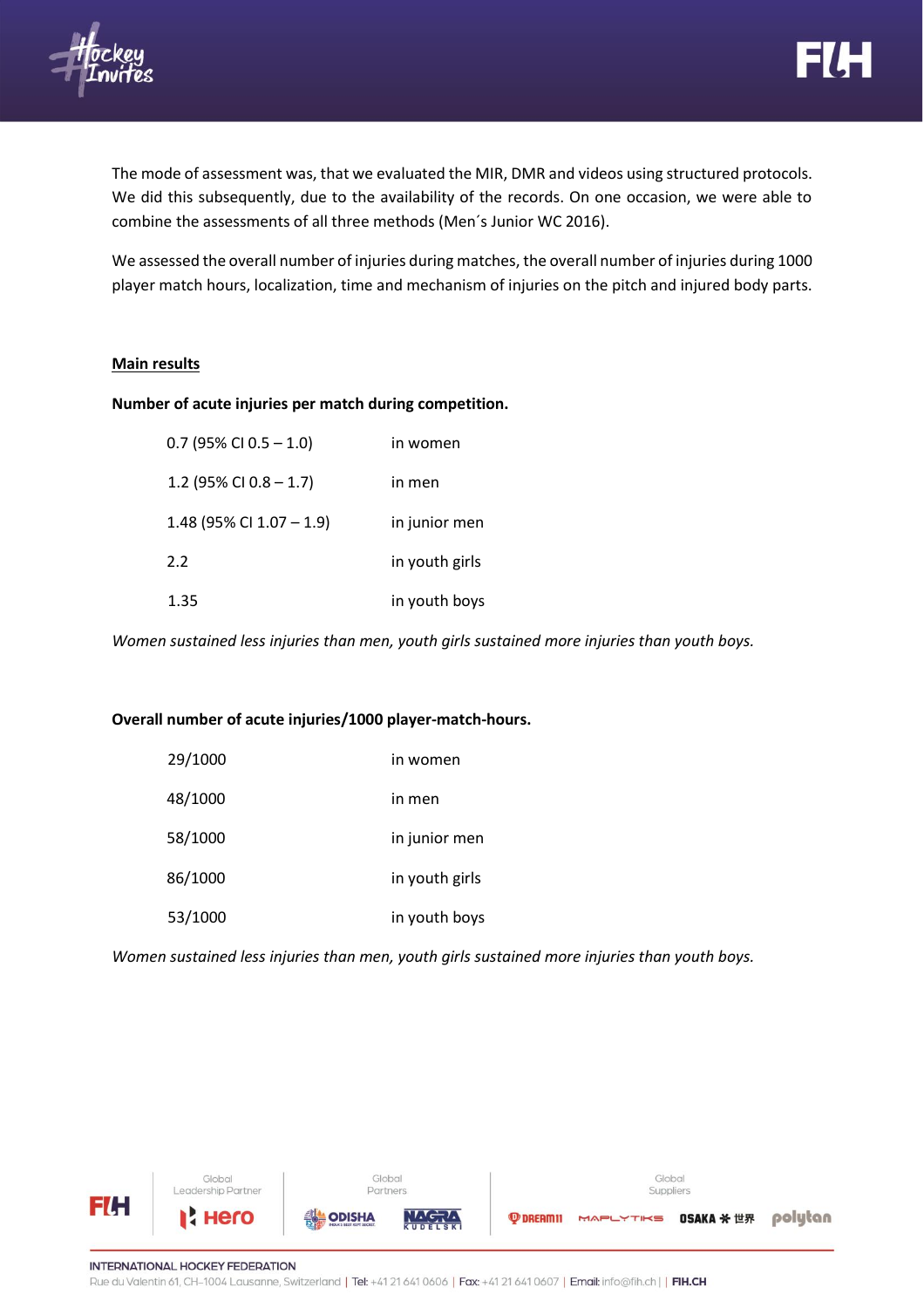The mode of assessment was, that we evaluated the MIR, DMR and videos using structured protocols. We did this subsequently, due to the availability of the records. On one occasion, we were able to combine the assessments of all three methods (Men´s Junior WC 2016).

We assessed the overall number of injuries during matches, the overall number of injuries during 1000 player match hours, localization, time and mechanism of injuries on the pitch and injured body parts.

## Main results

**Number of acute injuries per match during competition.**

| | |
|---|---|
| 0.7 (95% CI 0.5 – 1.0) | in women |
| 1.2 (95% CI 0.8 – 1.7) | in men |
| 1.48 (95% CI 1.07 – 1.9) | in junior men |
| 2.2 | in youth girls |
| 1.35 | in youth boys |

*Women sustained less injuries than men, youth girls sustained more injuries than youth boys.*

**Overall number of acute injuries/1000 player-match-hours.**

| | |
|---|---|
| 29/1000 | in women |
| 48/1000 | in men |
| 58/1000 | in junior men |
| 86/1000 | in youth girls |
| 53/1000 | in youth boys |

*Women sustained less injuries than men, youth girls sustained more injuries than youth boys.*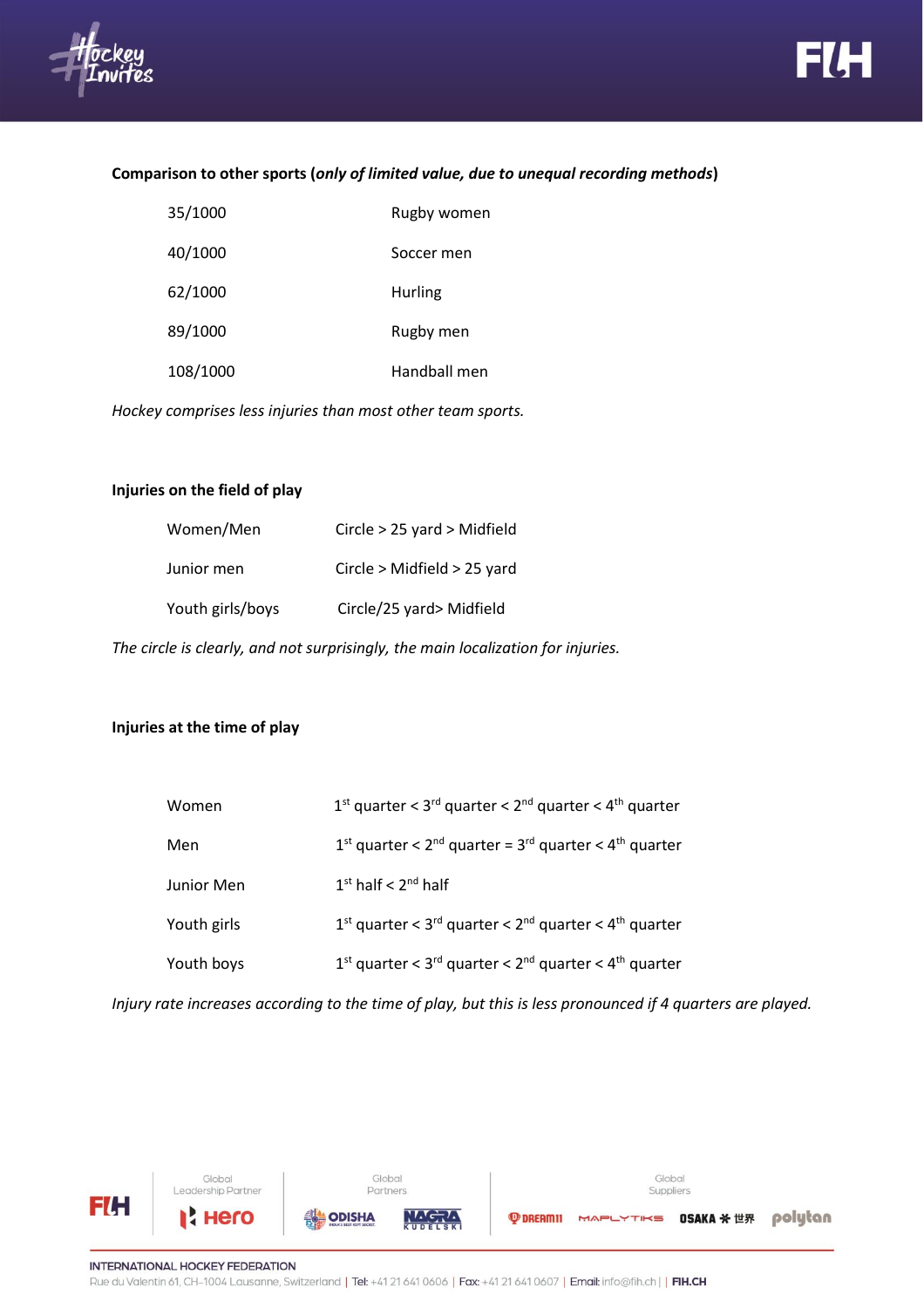**Comparison to other sports (*only of limited value, due to unequal recording methods*)**

| | |
|---|---|
| 35/1000 | Rugby women |
| 40/1000 | Soccer men |
| 62/1000 | Hurling |
| 89/1000 | Rugby men |
| 108/1000 | Handball men |

*Hockey comprises less injuries than most other team sports.*

**Injuries on the field of play**

| | |
|---|---|
| Women/Men | Circle > 25 yard > Midfield |
| Junior men | Circle > Midfield > 25 yard |
| Youth girls/boys | Circle/25 yard> Midfield |

*The circle is clearly, and not surprisingly, the main localization for injuries.*

**Injuries at the time of play**

| | |
|---|---|
| Women | 1st quarter < 3rd quarter < 2nd quarter < 4th quarter |
| Men | 1st quarter < 2nd quarter = 3rd quarter < 4th quarter |
| Junior Men | 1st half < 2nd half |
| Youth girls | 1st quarter < 3rd quarter < 2nd quarter < 4th quarter |
| Youth boys | 1st quarter < 3rd quarter < 2nd quarter < 4th quarter |

*Injury rate increases according to the time of play, but this is less pronounced if 4 quarters are played.*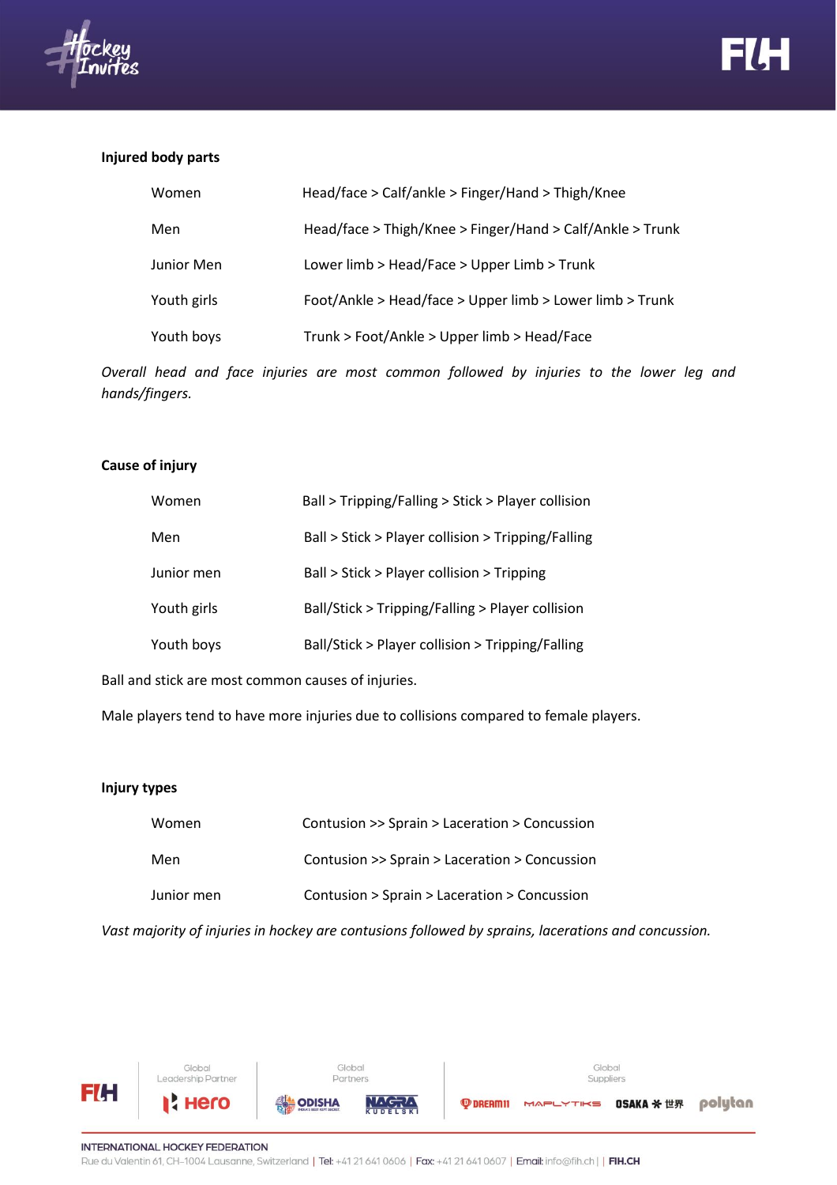**Injured body parts**

| | |
|---|---|
| Women | Head/face > Calf/ankle > Finger/Hand > Thigh/Knee |
| Men | Head/face > Thigh/Knee > Finger/Hand > Calf/Ankle > Trunk |
| Junior Men | Lower limb > Head/Face > Upper Limb > Trunk |
| Youth girls | Foot/Ankle > Head/face > Upper limb > Lower limb > Trunk |
| Youth boys | Trunk > Foot/Ankle > Upper limb > Head/Face |

*Overall head and face injuries are most common followed by injuries to the lower leg and hands/fingers.*

**Cause of injury**

| | |
|---|---|
| Women | Ball > Tripping/Falling > Stick > Player collision |
| Men | Ball > Stick > Player collision > Tripping/Falling |
| Junior men | Ball > Stick > Player collision > Tripping |
| Youth girls | Ball/Stick > Tripping/Falling > Player collision |
| Youth boys | Ball/Stick > Player collision > Tripping/Falling |

Ball and stick are most common causes of injuries.

Male players tend to have more injuries due to collisions compared to female players.

**Injury types**

| | |
|---|---|
| Women | Contusion >> Sprain > Laceration > Concussion |
| Men | Contusion >> Sprain > Laceration > Concussion |
| Junior men | Contusion > Sprain > Laceration > Concussion |

*Vast majority of injuries in hockey are contusions followed by sprains, lacerations and concussion.*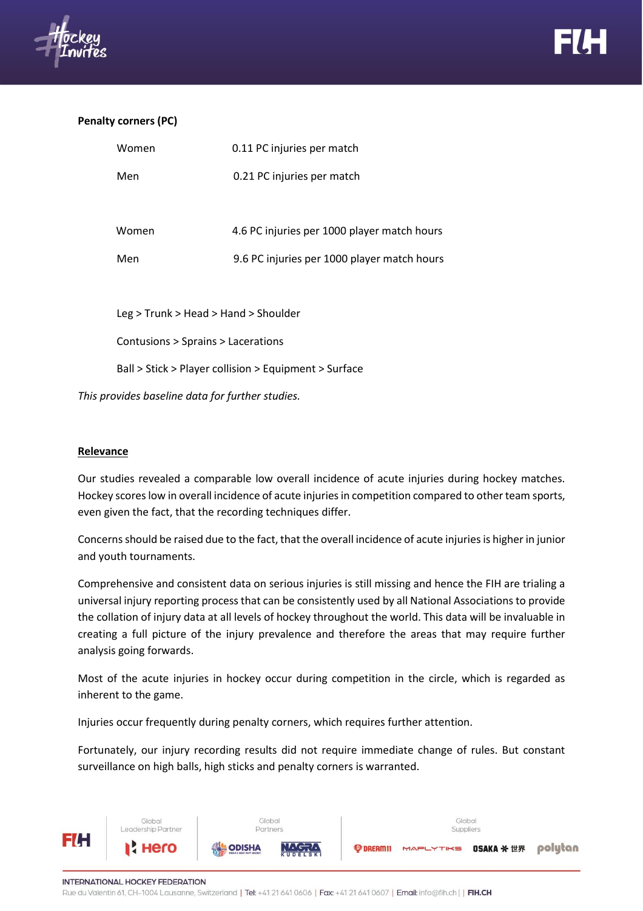**Penalty corners (PC)**

| | |
|---|---|
| Women | 0.11 PC injuries per match |
| Men | 0.21 PC injuries per match |

| | |
|---|---|
| Women | 4.6 PC injuries per 1000 player match hours |
| Men | 9.6 PC injuries per 1000 player match hours |

Leg > Trunk > Head > Hand > Shoulder

Contusions > Sprains > Lacerations

Ball > Stick > Player collision > Equipment > Surface

*This provides baseline data for further studies.*

## Relevance

Our studies revealed a comparable low overall incidence of acute injuries during hockey matches. Hockey scores low in overall incidence of acute injuries in competition compared to other team sports, even given the fact, that the recording techniques differ.

Concerns should be raised due to the fact, that the overall incidence of acute injuries is higher in junior and youth tournaments.

Comprehensive and consistent data on serious injuries is still missing and hence the FIH are trialing a universal injury reporting process that can be consistently used by all National Associations to provide the collation of injury data at all levels of hockey throughout the world. This data will be invaluable in creating a full picture of the injury prevalence and therefore the areas that may require further analysis going forwards.

Most of the acute injuries in hockey occur during competition in the circle, which is regarded as inherent to the game.

Injuries occur frequently during penalty corners, which requires further attention.

Fortunately, our injury recording results did not require immediate change of rules. But constant surveillance on high balls, high sticks and penalty corners is warranted.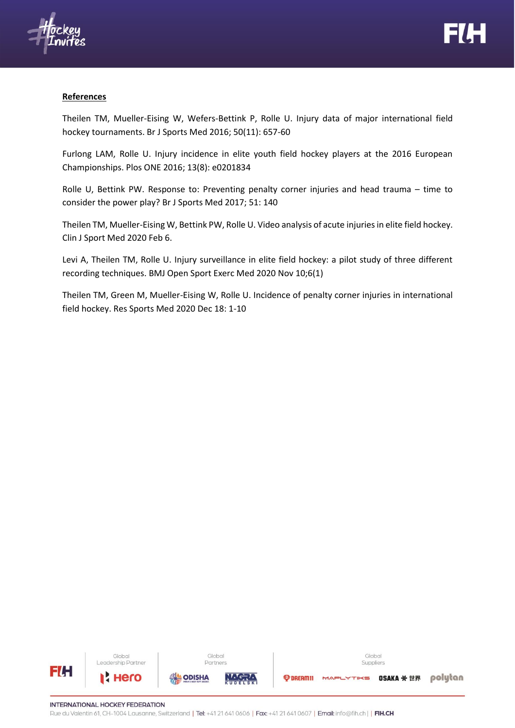**References**

Theilen TM, Mueller-Eising W, Wefers-Bettink P, Rolle U. Injury data of major international field hockey tournaments. Br J Sports Med 2016; 50(11): 657-60

Furlong LAM, Rolle U. Injury incidence in elite youth field hockey players at the 2016 European Championships. Plos ONE 2016; 13(8): e0201834

Rolle U, Bettink PW. Response to: Preventing penalty corner injuries and head trauma – time to consider the power play? Br J Sports Med 2017; 51: 140

Theilen TM, Mueller-Eising W, Bettink PW, Rolle U. Video analysis of acute injuries in elite field hockey. Clin J Sport Med 2020 Feb 6.

Levi A, Theilen TM, Rolle U. Injury surveillance in elite field hockey: a pilot study of three different recording techniques. BMJ Open Sport Exerc Med 2020 Nov 10;6(1)

Theilen TM, Green M, Mueller-Eising W, Rolle U. Incidence of penalty corner injuries in international field hockey. Res Sports Med 2020 Dec 18: 1-10